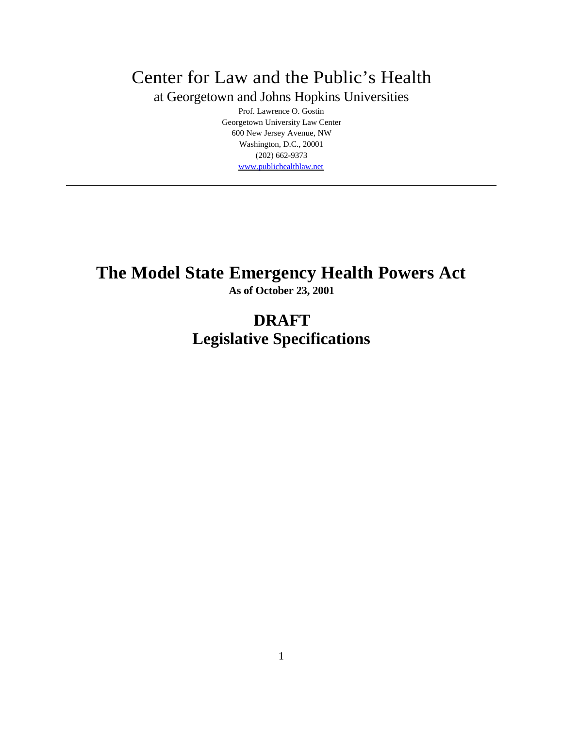# Center for Law and the Public's Health

at Georgetown and Johns Hopkins Universities

Prof. Lawrence O. Gostin
Georgetown University Law Center
600 New Jersey Avenue, NW
Washington, D.C., 20001
(202) 662-9373
www.publichealthlaw.net

---

# The Model State Emergency Health Powers Act

**As of October 23, 2001**

## DRAFT
## Legislative Specifications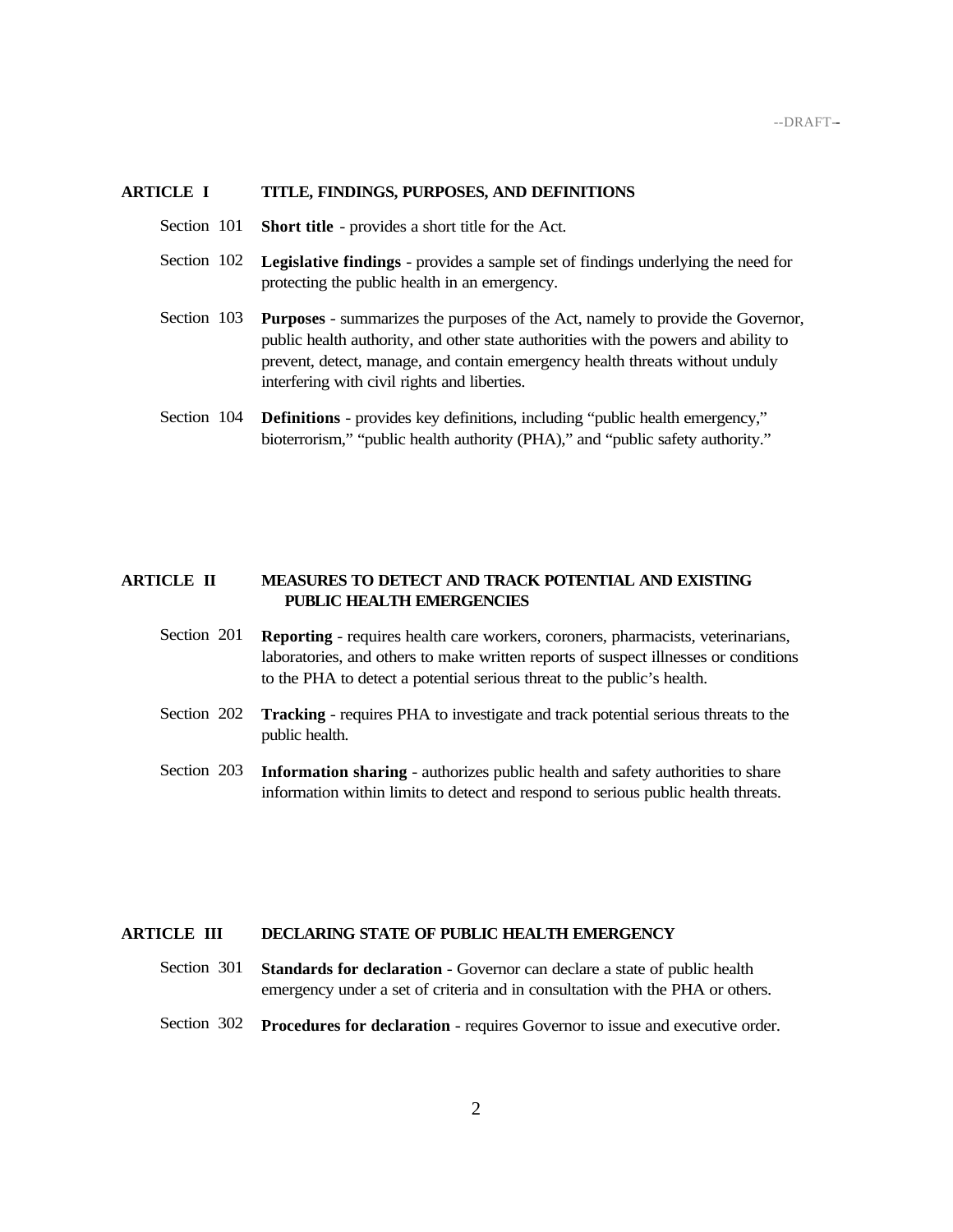## ARTICLE I TITLE, FINDINGS, PURPOSES, AND DEFINITIONS

Section 101 **Short title** - provides a short title for the Act.

Section 102 **Legislative findings** - provides a sample set of findings underlying the need for protecting the public health in an emergency.

Section 103 **Purposes** - summarizes the purposes of the Act, namely to provide the Governor, public health authority, and other state authorities with the powers and ability to prevent, detect, manage, and contain emergency health threats without unduly interfering with civil rights and liberties.

Section 104 **Definitions** - provides key definitions, including "public health emergency," bioterrorism," "public health authority (PHA)," and "public safety authority."

## ARTICLE II MEASURES TO DETECT AND TRACK POTENTIAL AND EXISTING PUBLIC HEALTH EMERGENCIES

Section 201 **Reporting** - requires health care workers, coroners, pharmacists, veterinarians, laboratories, and others to make written reports of suspect illnesses or conditions to the PHA to detect a potential serious threat to the public's health.

Section 202 **Tracking** - requires PHA to investigate and track potential serious threats to the public health.

Section 203 **Information sharing** - authorizes public health and safety authorities to share information within limits to detect and respond to serious public health threats.

## ARTICLE III DECLARING STATE OF PUBLIC HEALTH EMERGENCY

Section 301 **Standards for declaration** - Governor can declare a state of public health emergency under a set of criteria and in consultation with the PHA or others.

Section 302 **Procedures for declaration** - requires Governor to issue and executive order.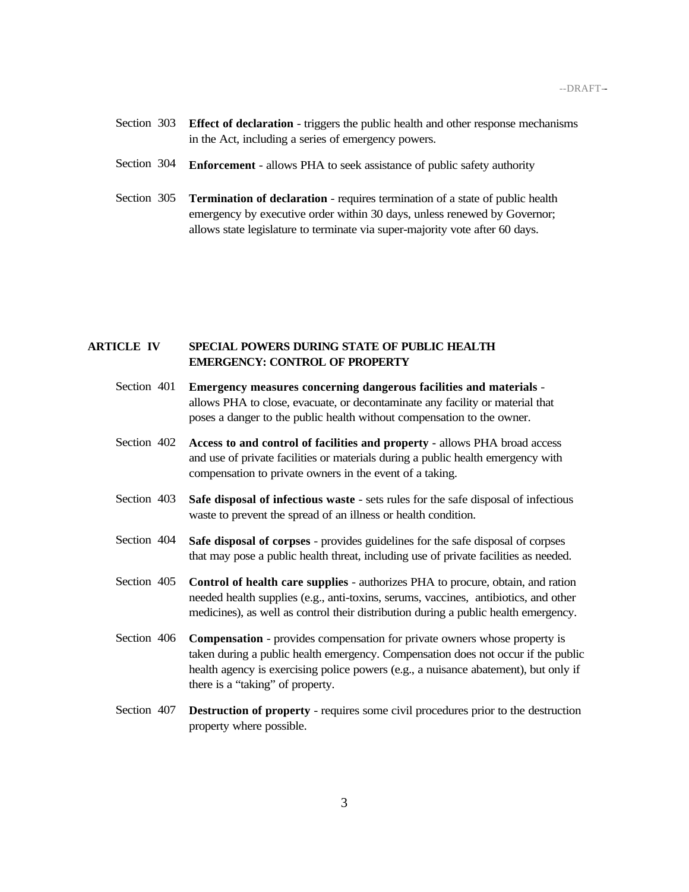Section 303 **Effect of declaration** - triggers the public health and other response mechanisms in the Act, including a series of emergency powers.

Section 304 **Enforcement** - allows PHA to seek assistance of public safety authority

Section 305 **Termination of declaration** - requires termination of a state of public health emergency by executive order within 30 days, unless renewed by Governor; allows state legislature to terminate via super-majority vote after 60 days.

## ARTICLE IV SPECIAL POWERS DURING STATE OF PUBLIC HEALTH EMERGENCY: CONTROL OF PROPERTY

Section 401 **Emergency measures concerning dangerous facilities and materials** - allows PHA to close, evacuate, or decontaminate any facility or material that poses a danger to the public health without compensation to the owner.

Section 402 **Access to and control of facilities and property** - allows PHA broad access and use of private facilities or materials during a public health emergency with compensation to private owners in the event of a taking.

Section 403 **Safe disposal of infectious waste** - sets rules for the safe disposal of infectious waste to prevent the spread of an illness or health condition.

Section 404 **Safe disposal of corpses** - provides guidelines for the safe disposal of corpses that may pose a public health threat, including use of private facilities as needed.

Section 405 **Control of health care supplies** - authorizes PHA to procure, obtain, and ration needed health supplies (e.g., anti-toxins, serums, vaccines, antibiotics, and other medicines), as well as control their distribution during a public health emergency.

Section 406 **Compensation** - provides compensation for private owners whose property is taken during a public health emergency. Compensation does not occur if the public health agency is exercising police powers (e.g., a nuisance abatement), but only if there is a "taking" of property.

Section 407 **Destruction of property** - requires some civil procedures prior to the destruction property where possible.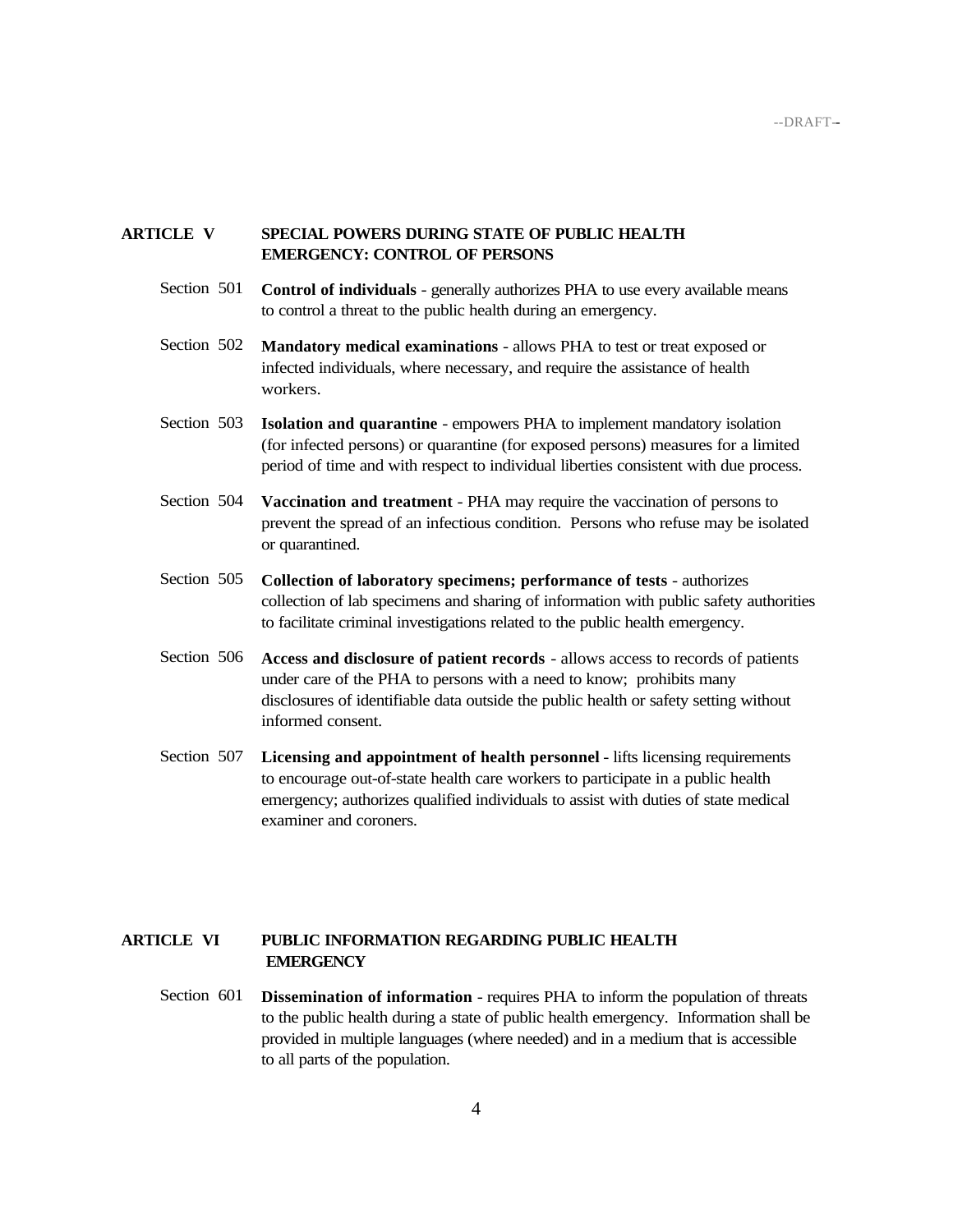## ARTICLE V SPECIAL POWERS DURING STATE OF PUBLIC HEALTH EMERGENCY: CONTROL OF PERSONS

Section 501 **Control of individuals** - generally authorizes PHA to use every available means to control a threat to the public health during an emergency.

Section 502 **Mandatory medical examinations** - allows PHA to test or treat exposed or infected individuals, where necessary, and require the assistance of health workers.

Section 503 **Isolation and quarantine** - empowers PHA to implement mandatory isolation (for infected persons) or quarantine (for exposed persons) measures for a limited period of time and with respect to individual liberties consistent with due process.

Section 504 **Vaccination and treatment** - PHA may require the vaccination of persons to prevent the spread of an infectious condition. Persons who refuse may be isolated or quarantined.

Section 505 **Collection of laboratory specimens; performance of tests** - authorizes collection of lab specimens and sharing of information with public safety authorities to facilitate criminal investigations related to the public health emergency.

Section 506 **Access and disclosure of patient records** - allows access to records of patients under care of the PHA to persons with a need to know; prohibits many disclosures of identifiable data outside the public health or safety setting without informed consent.

Section 507 **Licensing and appointment of health personnel** - lifts licensing requirements to encourage out-of-state health care workers to participate in a public health emergency; authorizes qualified individuals to assist with duties of state medical examiner and coroners.

## ARTICLE VI PUBLIC INFORMATION REGARDING PUBLIC HEALTH EMERGENCY

Section 601 **Dissemination of information** - requires PHA to inform the population of threats to the public health during a state of public health emergency. Information shall be provided in multiple languages (where needed) and in a medium that is accessible to all parts of the population.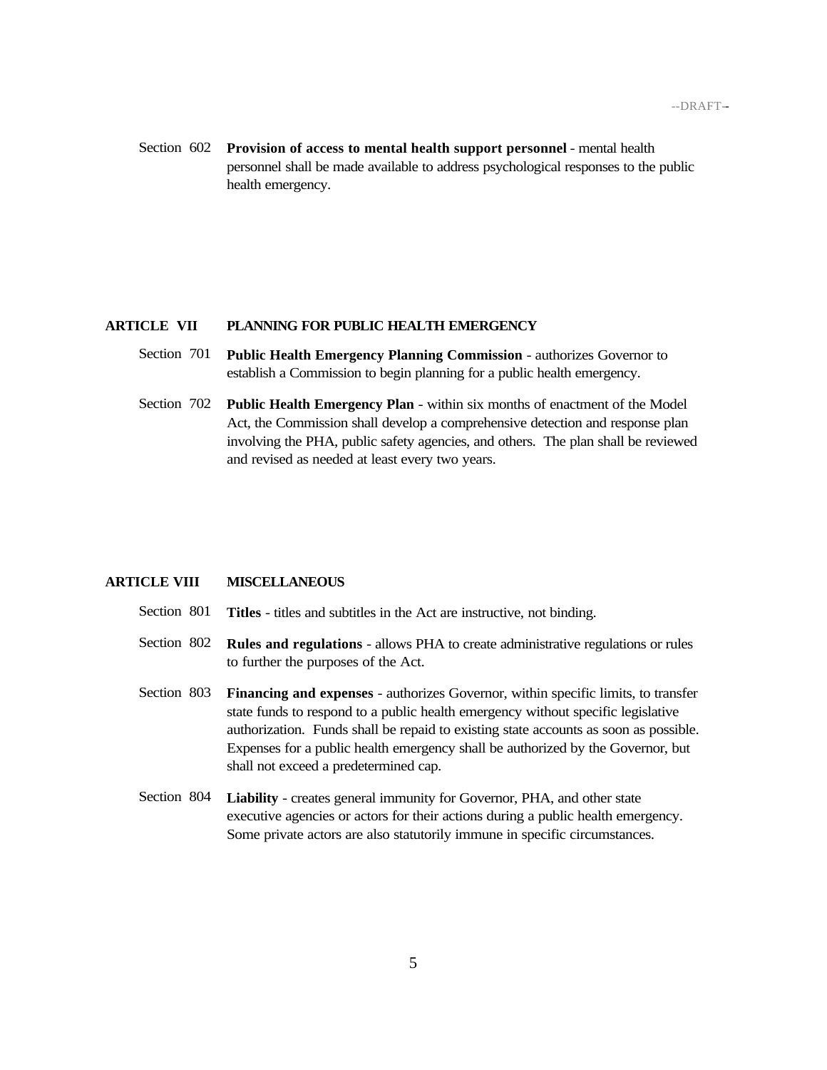Section 602 **Provision of access to mental health support personnel** - mental health personnel shall be made available to address psychological responses to the public health emergency.

## ARTICLE VII PLANNING FOR PUBLIC HEALTH EMERGENCY

Section 701 **Public Health Emergency Planning Commission** - authorizes Governor to establish a Commission to begin planning for a public health emergency.

Section 702 **Public Health Emergency Plan** - within six months of enactment of the Model Act, the Commission shall develop a comprehensive detection and response plan involving the PHA, public safety agencies, and others. The plan shall be reviewed and revised as needed at least every two years.

## ARTICLE VIII MISCELLANEOUS

Section 801 **Titles** - titles and subtitles in the Act are instructive, not binding.

Section 802 **Rules and regulations** - allows PHA to create administrative regulations or rules to further the purposes of the Act.

Section 803 **Financing and expenses** - authorizes Governor, within specific limits, to transfer state funds to respond to a public health emergency without specific legislative authorization. Funds shall be repaid to existing state accounts as soon as possible. Expenses for a public health emergency shall be authorized by the Governor, but shall not exceed a predetermined cap.

Section 804 **Liability** - creates general immunity for Governor, PHA, and other state executive agencies or actors for their actions during a public health emergency. Some private actors are also statutorily immune in specific circumstances.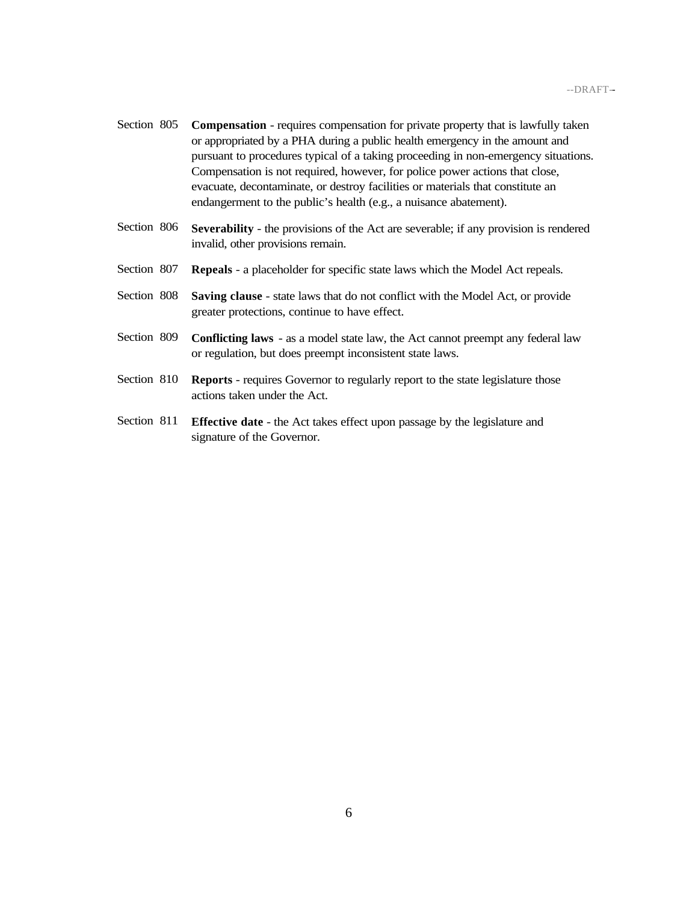Section 805 **Compensation** - requires compensation for private property that is lawfully taken or appropriated by a PHA during a public health emergency in the amount and pursuant to procedures typical of a taking proceeding in non-emergency situations. Compensation is not required, however, for police power actions that close, evacuate, decontaminate, or destroy facilities or materials that constitute an endangerment to the public's health (e.g., a nuisance abatement).

Section 806 **Severability** - the provisions of the Act are severable; if any provision is rendered invalid, other provisions remain.

Section 807 **Repeals** - a placeholder for specific state laws which the Model Act repeals.

Section 808 **Saving clause** - state laws that do not conflict with the Model Act, or provide greater protections, continue to have effect.

Section 809 **Conflicting laws** - as a model state law, the Act cannot preempt any federal law or regulation, but does preempt inconsistent state laws.

Section 810 **Reports** - requires Governor to regularly report to the state legislature those actions taken under the Act.

Section 811 **Effective date** - the Act takes effect upon passage by the legislature and signature of the Governor.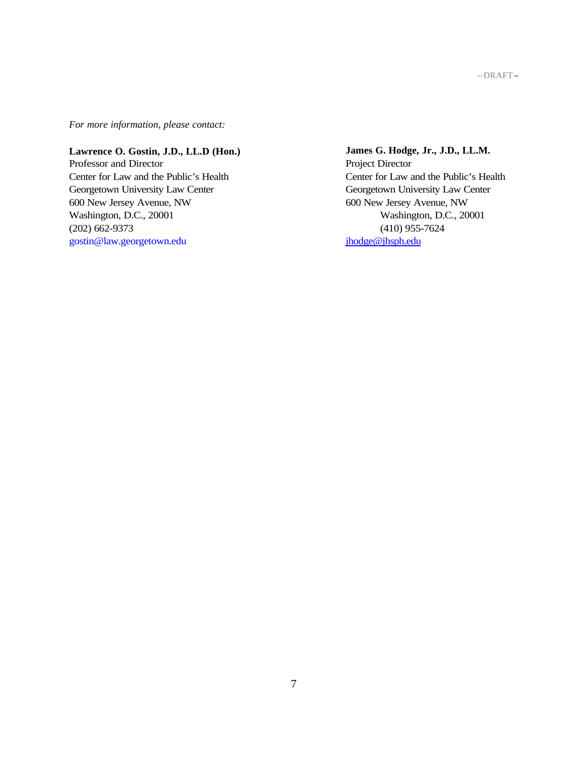*For more information, please contact:*

**Lawrence O. Gostin, J.D., LL.D (Hon.)**
Professor and Director
Center for Law and the Public's Health
Georgetown University Law Center
600 New Jersey Avenue, NW
Washington, D.C., 20001
(202) 662-9373
gostin@law.georgetown.edu

**James G. Hodge, Jr., J.D., LL.M.**
Project Director
Center for Law and the Public's Health
Georgetown University Law Center
600 New Jersey Avenue, NW
Washington, D.C., 20001
(410) 955-7624
jhodge@jhsph.edu